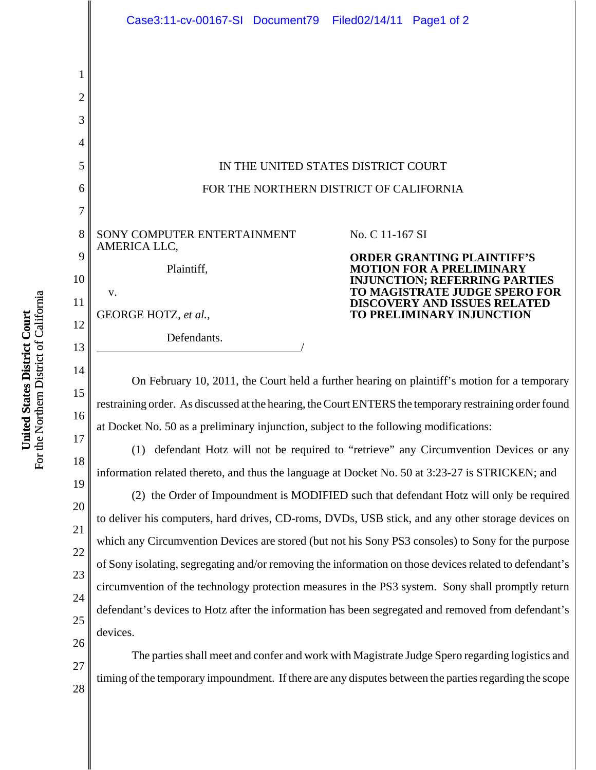IN THE UNITED STATES DISTRICT COURT

FOR THE NORTHERN DISTRICT OF CALIFORNIA

SONY COMPUTER ENTERTAINMENT AMERICA LLC,

Plaintiff,

v.

GEORGE HOTZ, *et al.*,

Defendants.

No. C 11-167 SI

**ORDER GRANTING PLAINTIFF'S MOTION FOR A PRELIMINARY INJUNCTION; REFERRING PARTIES TO MAGISTRATE JUDGE SPERO FOR DISCOVERY AND ISSUES RELATED TO PRELIMINARY INJUNCTION**

On February 10, 2011, the Court held a further hearing on plaintiff's motion for a temporary restraining order. As discussed at the hearing, the Court ENTERS the temporary restraining order found at Docket No. 50 as a preliminary injunction, subject to the following modifications:

(1) defendant Hotz will not be required to "retrieve" any Circumvention Devices or any information related thereto, and thus the language at Docket No. 50 at 3:23-27 is STRICKEN; and

(2) the Order of Impoundment is MODIFIED such that defendant Hotz will only be required to deliver his computers, hard drives, CD-roms, DVDs, USB stick, and any other storage devices on which any Circumvention Devices are stored (but not his Sony PS3 consoles) to Sony for the purpose of Sony isolating, segregating and/or removing the information on those devices related to defendant's circumvention of the technology protection measures in the PS3 system. Sony shall promptly return defendant's devices to Hotz after the information has been segregated and removed from defendant's devices.

The parties shall meet and confer and work with Magistrate Judge Spero regarding logistics and timing of the temporary impoundment. If there are any disputes between the parties regarding the scope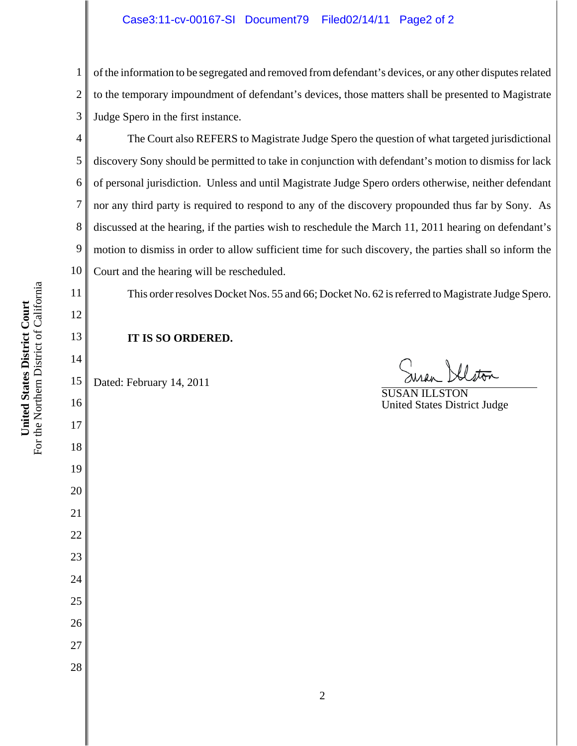of the information to be segregated and removed from defendant's devices, or any other disputes related to the temporary impoundment of defendant's devices, those matters shall be presented to Magistrate Judge Spero in the first instance.

The Court also REFERS to Magistrate Judge Spero the question of what targeted jurisdictional discovery Sony should be permitted to take in conjunction with defendant's motion to dismiss for lack of personal jurisdiction. Unless and until Magistrate Judge Spero orders otherwise, neither defendant nor any third party is required to respond to any of the discovery propounded thus far by Sony. As discussed at the hearing, if the parties wish to reschedule the March 11, 2011 hearing on defendant's motion to dismiss in order to allow sufficient time for such discovery, the parties shall so inform the Court and the hearing will be rescheduled.

This order resolves Docket Nos. 55 and 66; Docket No. 62 is referred to Magistrate Judge Spero.

**IT IS SO ORDERED.**

Dated: February 14, 2011

SUSAN ILLSTON
United States District Judge